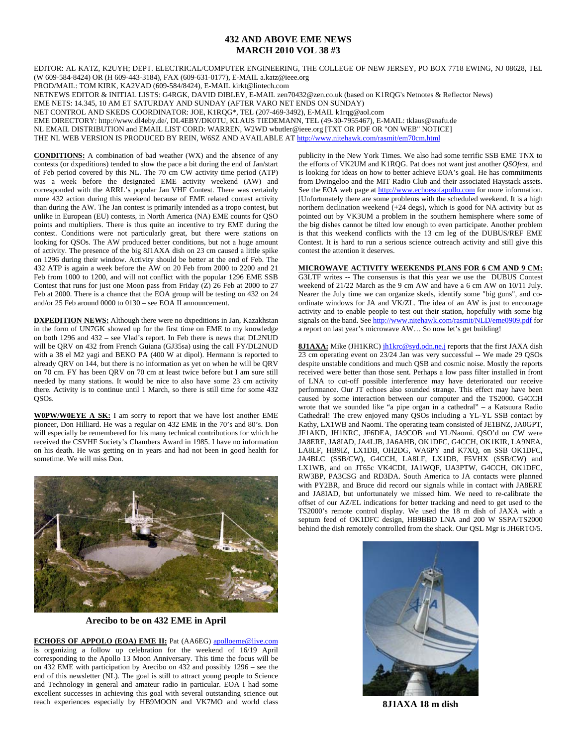# 432 AND ABOVE EME NEWS
## MARCH 2010 VOL 38 #3

EDITOR: AL KATZ, K2UYH; DEPT. ELECTRICAL/COMPUTER ENGINEERING, THE COLLEGE OF NEW JERSEY, PO BOX 7718 EWING, NJ 08628, TEL (W 609-584-8424) OR (H 609-443-3184), FAX (609-631-0177), E-MAIL a.katz@ieee.org
PROD/MAIL: TOM KIRK, KA2VAD (609-584/8424), E-MAIL kirkt@lintech.com
NETNEWS EDITOR & INITIAL LISTS: G4RGK, DAVID DIBLEY, E-MAIL zen70432@zen.co.uk (based on K1RQG's Netnotes & Reflector News)
EME NETS: 14.345, 10 AM ET SATURDAY AND SUNDAY (AFTER VARO NET ENDS ON SUNDAY)
NET CONTROL AND SKEDS COORDINATOR: JOE, K1RQG*, TEL (207-469-3492), E-MAIL k1rqg@aol.com
EME DIRECTORY: http://www.dl4eby.de/, DL4EBY/DK0TU, KLAUS TIEDEMANN, TEL (49-30-7955467), E-MAIL: tklaus@snafu.de
NL EMAIL DISTRIBUTION and EMAIL LIST CORD: WARREN, W2WD wbutler@ieee.org [TXT OR PDF OR "ON WEB" NOTICE]
THE NL WEB VERSION IS PRODUCED BY REIN, W6SZ AND AVAILABLE AT http://www.nitehawk.com/rasmit/em70cm.html

**CONDITIONS:** A combination of bad weather (WX) and the absence of any contests (or dxpeditions) tended to slow the pace a bit during the end of Jan/start of Feb period covered by this NL. The 70 cm CW activity time period (ATP) was a week before the designated EME activity weekend (AW) and corresponded with the ARRL's popular Jan VHF Contest. There was certainly more 432 action during this weekend because of EME related contest activity than during the AW. The Jan contest is primarily intended as a tropo contest, but unlike in European (EU) contests, in North America (NA) EME counts for QSO points and multipliers. There is thus quite an incentive to try EME during the contest. Conditions were not particularly great, but there were stations on looking for QSOs. The AW produced better conditions, but not a huge amount of activity. The presence of the big 8J1AXA dish on 23 cm caused a little spike on 1296 during their window. Activity should be better at the end of Feb. The 432 ATP is again a week before the AW on 20 Feb from 2000 to 2200 and 21 Feb from 1000 to 1200, and will not conflict with the popular 1296 EME SSB Contest that runs for just one Moon pass from Friday (Z) 26 Feb at 2000 to 27 Feb at 2000. There is a chance that the EOA group will be testing on 432 on 24 and/or 25 Feb around 0000 to 0130 – see EOA II announcement.

**DXPEDITION NEWS:** Although there were no dxpeditions in Jan, Kazakhstan in the form of UN7GK showed up for the first time on EME to my knowledge on both 1296 and 432 – see Vlad's report. In Feb there is news that DL2NUD will be QRV on 432 from French Guiana (GJ35sa) using the call FY/DL2NUD with a 38 el M2 yagi and BEKO PA (400 W at dipol). Hermann is reported to already QRV on 144, but there is no information as yet on when he will be QRV on 70 cm. FY has been QRV on 70 cm at least twice before but I am sure still needed by many stations. It would be nice to also have some 23 cm activity there. Activity is to continue until 1 March, so there is still time for some 432 QSOs.

**W0PW/W0EYE A SK:** I am sorry to report that we have lost another EME pioneer, Don Hilliard. He was a regular on 432 EME in the 70's and 80's. Don will especially be remembered for his many technical contributions for which he received the CSVHF Society's Chambers Award in 1985. I have no information on his death. He was getting on in years and had not been in good health for sometime. We will miss Don.

**Arecibo to be on 432 EME in April**

**ECHOES OF APPOLO (EOA) EME II:** Pat (AA6EG) apolloeme@live.com is organizing a follow up celebration for the weekend of 16/19 April corresponding to the Apollo 13 Moon Anniversary. This time the focus will be on 432 EME with participation by Arecibo on 432 and possibly 1296 – see the end of this newsletter (NL). The goal is still to attract young people to Science and Technology in general and amateur radio in particular. EOA I had some excellent successes in achieving this goal with several outstanding science out reach experiences especially by HB9MOON and VK7MO and world class publicity in the New York Times. We also had some terrific SSB EME TNX to the efforts of VK2UM and K1RQG. Pat does not want just another *QSOfest*, and is looking for ideas on how to better achieve EOA's goal. He has commitments from Dwingeloo and the MIT Radio Club and their associated Haystack assets. See the EOA web page at http://www.echoesofapollo.com for more information. [Unfortunately there are some problems with the scheduled weekend. It is a high northern declination weekend (+24 degs), which is good for NA activity but as pointed out by VK3UM a problem in the southern hemisphere where some of the big dishes cannot be tilted low enough to even participate. Another problem is that this weekend conflicts with the 13 cm leg of the DUBUS/REF EME Contest. It is hard to run a serious science outreach activity and still give this contest the attention it deserves.

**MICROWAVE ACTIVITY WEEKENDS PLANS FOR 6 CM AND 9 CM:** G3LTF writes -- The consensus is that this year we use the DUBUS Contest weekend of 21/22 March as the 9 cm AW and have a 6 cm AW on 10/11 July. Nearer the July time we can organize skeds, identify some "big guns", and co-ordinate windows for JA and VK/ZL. The idea of an AW is just to encourage activity and to enable people to test out their station, hopefully with some big signals on the band. See http://www.nitehawk.com/rasmit/NLD/eme0909.pdf for a report on last year's microwave AW… So now let's get building!

**8J1AXA:** Mike (JH1KRC) jh1krc@syd.odn.ne.j reports that the first JAXA dish 23 cm operating event on 23/24 Jan was very successful -- We made 29 QSOs despite unstable conditions and much QSB and cosmic noise. Mostly the reports received were better than those sent. Perhaps a low pass filter installed in front of LNA to cut-off possible interference may have deteriorated our receive performance. Our JT echoes also sounded strange. This effect may have been caused by some interaction between our computer and the TS2000. G4CCH wrote that we sounded like "a pipe organ in a cathedral" – a Katsuura Radio Cathedral! The crew enjoyed many QSOs including a YL-YL SSB contact by Kathy, LX1WB and Naomi. The operating team consisted of JE1BNZ, JA0GPT, JF1AKD, JH1KRC, JF6DEA, JA9COB and YL/Naomi. QSO'd on CW were JA8ERE, JA8IAD, JA4LJB, JA6AHB, OK1DFC, G4CCH, OK1KIR, LA9NEA, LA8LF, HB9IZ, LX1DB, OH2DG, WA6PY and K7XQ, on SSB OK1DFC, JA4BLC (SSB/CW), G4CCH, LA8LF, LX1DB, F5VHX (SSB/CW) and LX1WB, and on JT65c VK4CDI, JA1WQF, UA3PTW, G4CCH, OK1DFC, RW3BP, PA3CSG and RD3DA. South America to JA contacts were planned with PY2BR, and Bruce did record our signals while in contact with JA8ERE and JA8IAD, but unfortunately we missed him. We need to re-calibrate the offset of our AZ/EL indications for better tracking and need to get used to the TS2000's remote control display. We used the 18 m dish of JAXA with a septum feed of OK1DFC design, HB9BBD LNA and 200 W SSPA/TS2000 behind the dish remotely controlled from the shack. Our QSL Mgr is JH6RTO/5.

**8J1AXA 18 m dish**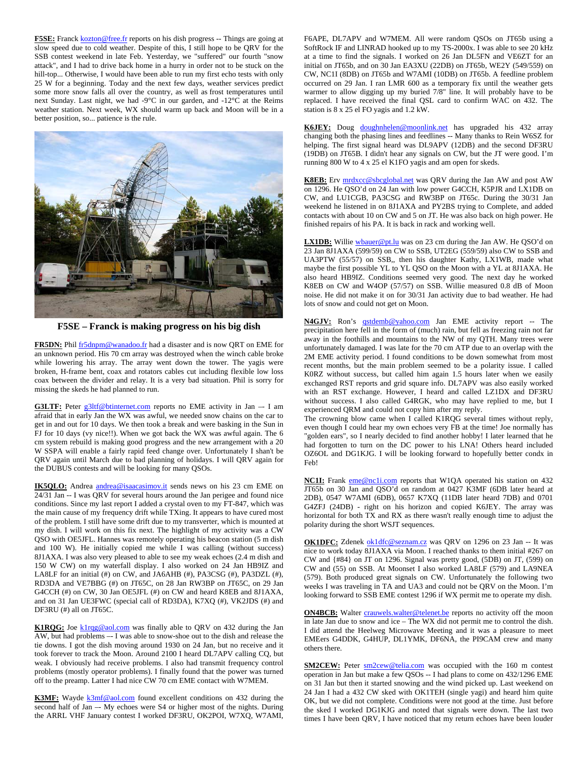**F5SE:** Franck kozton@free.fr reports on his dish progress -- Things are going at slow speed due to cold weather. Despite of this, I still hope to be QRV for the SSB contest weekend in late Feb. Yesterday, we "suffered" our fourth "snow attack", and I had to drive back home in a hurry in order not to be stuck on the hill-top... Otherwise, I would have been able to run my first echo tests with only 25 W for a beginning. Today and the next few days, weather services predict some more snow falls all over the country, as well as frost temperatures until next Sunday. Last night, we had -9°C in our garden, and -12°C at the Reims weather station. Next week, WX should warm up back and Moon will be in a better position, so... patience is the rule.

**F5SE – Franck is making progress on his big dish**

**FR5DN:** Phil fr5dnpm@wanadoo.fr had a disaster and is now QRT on EME for an unknown period. His 70 cm array was destroyed when the winch cable broke while lowering his array. The array went down the tower. The yagis were broken, H-frame bent, coax and rotators cables cut including flexible low loss coax between the divider and relay. It is a very bad situation. Phil is sorry for missing the skeds he had planned to run.

**G3LTF:** Peter g3ltf@btinternet.com reports no EME activity in Jan –- I am afraid that in early Jan the WX was awful, we needed snow chains on the car to get in and out for 10 days. We then took a break and were basking in the Sun in FJ for 10 days (vy nice!!). When we got back the WX was awful again. The 6 cm system rebuild is making good progress and the new arrangement with a 20 W SSPA will enable a fairly rapid feed change over. Unfortunately I shan't be QRV again until March due to bad planning of holidays. I will QRV again for the DUBUS contests and will be looking for many QSOs.

**IK5QLO:** Andrea andrea@isaacasimov.it sends news on his 23 cm EME on 24/31 Jan -- I was QRV for several hours around the Jan perigee and found nice conditions. Since my last report I added a crystal oven to my FT-847, which was the main cause of my frequency drift while TXing. It appears to have cured most of the problem. I still have some drift due to my transverter, which is mounted at my dish. I will work on this fix next. The highlight of my activity was a CW QSO with OE5JFL. Hannes was remotely operating his beacon station (5 m dish and 100 W). He initially copied me while I was calling (without success) 8J1AXA. I was also very pleased to able to see my weak echoes (2.4 m dish and 150 W CW) on my waterfall display. I also worked on 24 Jan HB9IZ and LA8LF for an initial (#) on CW, and JA6AHB (#), PA3CSG (#), PA3DZL (#), RD3DA and VE7BBG (#) on JT65C, on 28 Jan RW3BP on JT65C, on 29 Jan G4CCH (#) on CW, 30 Jan OE5JFL (#) on CW and heard K8EB and 8J1AXA, and on 31 Jan UE3FWC (special call of RD3DA), K7XQ (#), VK2JDS (#) and DF3RU (#) all on JT65C.

**K1RQG:** Joe k1rqg@aol.com was finally able to QRV on 432 during the Jan AW, but had problems –- I was able to snow-shoe out to the dish and release the tie downs. I got the dish moving around 1930 on 24 Jan, but no receive and it took forever to track the Moon. Around 2100 I heard DL7APV calling CQ, but weak. I obviously had receive problems. I also had transmit frequency control problems (mostly operator problems). I finally found that the power was turned off to the preamp. Latter I had nice CW 70 cm EME contact with W7MEM.

**K3MF:** Wayde k3mf@aol.com found excellent conditions on 432 during the second half of Jan –- My echoes were S4 or higher most of the nights. During the ARRL VHF January contest I worked DF3RU, OK2POI, W7XQ, W7AMI, F6APE, DL7APV and W7MEM. All were random QSOs on JT65b using a SoftRock IF and LINRAD hooked up to my TS-2000x. I was able to see 20 kHz at a time to find the signals. I worked on 26 Jan DL5FN and VE6ZT for an initial on JT65b, and on 30 Jan EA3XU (22DB) on JT65b, WE2Y (549/559) on CW, NC1I (8DB) on JT65b and W7AMI (10DB) on JT65b. A feedline problem occurred on 29 Jan. I ran LMR 600 as a temporary fix until the weather gets warmer to allow digging up my buried 7/8" line. It will probably have to be replaced. I have received the final QSL card to confirm WAC on 432. The station is 8 x 25 el FO yagis and 1.2 kW.

**K6JEY:** Doug doughnhelen@moonlink.net has upgraded his 432 array changing both the phasing lines and feedlines -- Many thanks to Rein W6SZ for helping. The first signal heard was DL9APV (12DB) and the second DF3RU (19DB) on JT65B. I didn't hear any signals on CW, but the JT were good. I'm running 800 W to 4 x 25 el K1FO yagis and am open for skeds.

**K8EB:** Erv mrdxcc@sbcglobal.net was QRV during the Jan AW and post AW on 1296. He QSO'd on 24 Jan with low power G4CCH, K5PJR and LX1DB on CW, and LU1CGB, PA3CSG and RW3BP on JT65c. During the 30/31 Jan weekend he listened in on 8J1AXA and PY2BS trying to Complete, and added contacts with about 10 on CW and 5 on JT. He was also back on high power. He finished repairs of his PA. It is back in rack and working well.

**LX1DB:** Willie wbauer@pt.lu was on 23 cm during the Jan AW. He QSO'd on 23 Jan 8J1AXA (599/59) on CW to SSB, UT2EG (559/59) also CW to SSB and UA3PTW (55/57) on SSB,, then his daughter Kathy, LX1WB, made what maybe the first possible YL to YL QSO on the Moon with a YL at 8J1AXA. He also heard HB9IZ. Conditions seemed very good. The next day he worked K8EB on CW and W4OP (57/57) on SSB. Willie measured 0.8 dB of Moon noise. He did not make it on for 30/31 Jan activity due to bad weather. He had lots of snow and could not get on Moon.

**N4GJV:** Ron's qstdemb@yahoo.com Jan EME activity report -- The precipitation here fell in the form of (much) rain, but fell as freezing rain not far away in the foothills and mountains to the NW of my QTH. Many trees were unfortunately damaged. I was late for the 70 cm ATP due to an overlap with the 2M EME activity period. I found conditions to be down somewhat from most recent months, but the main problem seemed to be a polarity issue. I called K0RZ without success, but called him again 1.5 hours later when we easily exchanged RST reports and grid square info. DL7APV was also easily worked with an RST exchange. However, I heard and called LZ1DX and DF3RU without success. I also called G4RGK, who may have replied to me, but I experienced QRM and could not copy him after my reply.

The crowning blow came when I called K1RQG several times without reply, even though I could hear my own echoes very FB at the time! Joe normally has "golden ears", so I nearly decided to find another hobby! I later learned that he had forgotten to turn on the DC power to his LNA! Others heard included OZ6OL and DG1KJG. I will be looking forward to hopefully better condx in Feb!

**NC1I:** Frank eme@nc1i.com reports that W1QA operated his station on 432 JT65b on 30 Jan and QSO'd on random at 0427 K3MF (6DB later heard at 2DB), 0547 W7AMI (6DB), 0657 K7XQ (11DB later heard 7DB) and 0701 G4ZFJ (24DB) - right on his horizon and copied K6JEY. The array was horizontal for both TX and RX as there wasn't really enough time to adjust the polarity during the short WSJT sequences.

**OK1DFC:** Zdenek ok1dfc@seznam.cz was QRV on 1296 on 23 Jan -- It was nice to work today 8J1AXA via Moon. I reached thanks to them initial #267 on CW and {#84} on JT on 1296. Signal was pretty good, (5DB) on JT, (599) on CW and (55) on SSB. At Moonset I also worked LA8LF (579) and LA9NEA (579). Both produced great signals on CW. Unfortunately the following two weeks I was traveling in TA and UA3 and could not be QRV on the Moon. I'm looking forward to SSB EME contest 1296 if WX permit me to operate my dish.

**ON4BCB:** Walter crauwels.walter@telenet.be reports no activity off the moon in late Jan due to snow and ice – The WX did not permit me to control the dish. I did attend the Heelweg Microwave Meeting and it was a pleasure to meet EMEers G4DDK, G4HUP, DL1YMK, DF6NA, the PI9CAM crew and many others there.

**SM2CEW:** Peter sm2cew@telia.com was occupied with the 160 m contest operation in Jan but make a few QSOs -- I had plans to come on 432/1296 EME on 31 Jan but then it started snowing and the wind picked up. Last weekend on 24 Jan I had a 432 CW sked with OK1TEH (single yagi) and heard him quite OK, but we did not complete. Conditions were not good at the time. Just before the sked I worked DG1KJG and noted that signals were down. The last two times I have been QRV, I have noticed that my return echoes have been louder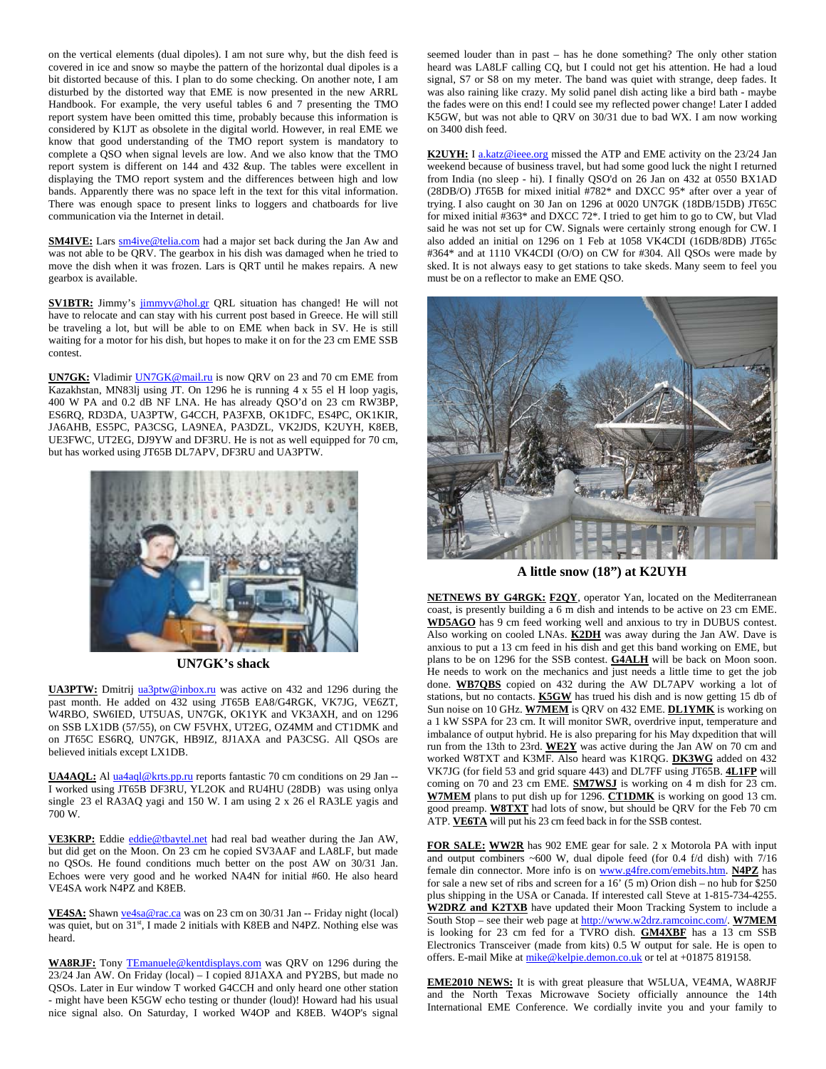on the vertical elements (dual dipoles). I am not sure why, but the dish feed is covered in ice and snow so maybe the pattern of the horizontal dual dipoles is a bit distorted because of this. I plan to do some checking. On another note, I am disturbed by the distorted way that EME is now presented in the new ARRL Handbook. For example, the very useful tables 6 and 7 presenting the TMO report system have been omitted this time, probably because this information is considered by K1JT as obsolete in the digital world. However, in real EME we know that good understanding of the TMO report system is mandatory to complete a QSO when signal levels are low. And we also know that the TMO report system is different on 144 and 432 &up. The tables were excellent in displaying the TMO report system and the differences between high and low bands. Apparently there was no space left in the text for this vital information. There was enough space to present links to loggers and chatboards for live communication via the Internet in detail.

**SM4IVE:** Lars sm4ive@telia.com had a major set back during the Jan Aw and was not able to be QRV. The gearbox in his dish was damaged when he tried to move the dish when it was frozen. Lars is QRT until he makes repairs. A new gearbox is available.

**SV1BTR:** Jimmy's jimmyv@hol.gr QRL situation has changed! He will not have to relocate and can stay with his current post based in Greece. He will still be traveling a lot, but will be able to on EME when back in SV. He is still waiting for a motor for his dish, but hopes to make it on for the 23 cm EME SSB contest.

**UN7GK:** Vladimir UN7GK@mail.ru is now QRV on 23 and 70 cm EME from Kazakhstan, MN83lj using JT. On 1296 he is running 4 x 55 el H loop yagis, 400 W PA and 0.2 dB NF LNA. He has already QSO'd on 23 cm RW3BP, ES6RQ, RD3DA, UA3PTW, G4CCH, PA3FXB, OK1DFC, ES4PC, OK1KIR, JA6AHB, ES5PC, PA3CSG, LA9NEA, PA3DZL, VK2JDS, K2UYH, K8EB, UE3FWC, UT2EG, DJ9YW and DF3RU. He is not as well equipped for 70 cm, but has worked using JT65B DL7APV, DF3RU and UA3PTW.

**UN7GK's shack**

**UA3PTW:** Dmitrij ua3ptw@inbox.ru was active on 432 and 1296 during the past month. He added on 432 using JT65B EA8/G4RGK, VK7JG, VE6ZT, W4RBO, SW6IED, UT5UAS, UN7GK, OK1YK and VK3AXH, and on 1296 on SSB LX1DB (57/55), on CW F5VHX, UT2EG, OZ4MM and CT1DMK and on JT65C ES6RQ, UN7GK, HB9IZ, 8J1AXA and PA3CSG. All QSOs are believed initials except LX1DB.

**UA4AQL:** Al ua4aql@krts.pp.ru reports fantastic 70 cm conditions on 29 Jan -- I worked using JT65B DF3RU, YL2OK and RU4HU (28DB) was using onlya single 23 el RA3AQ yagi and 150 W. I am using 2 x 26 el RA3LE yagis and 700 W.

**VE3KRP:** Eddie eddie@tbaytel.net had real bad weather during the Jan AW, but did get on the Moon. On 23 cm he copied SV3AAF and LA8LF, but made no QSOs. He found conditions much better on the post AW on 30/31 Jan. Echoes were very good and he worked NA4N for initial #60. He also heard VE4SA work N4PZ and K8EB.

**VE4SA:** Shawn ve4sa@rac.ca was on 23 cm on 30/31 Jan -- Friday night (local) was quiet, but on 31st, I made 2 initials with K8EB and N4PZ. Nothing else was heard.

**WA8RJF:** Tony TEmanuele@kentdisplays.com was QRV on 1296 during the 23/24 Jan AW. On Friday (local) – I copied 8J1AXA and PY2BS, but made no QSOs. Later in Eur window T worked G4CCH and only heard one other station - might have been K5GW echo testing or thunder (loud)! Howard had his usual nice signal also. On Saturday, I worked W4OP and K8EB. W4OP's signal seemed louder than in past – has he done something? The only other station heard was LA8LF calling CQ, but I could not get his attention. He had a loud signal, S7 or S8 on my meter. The band was quiet with strange, deep fades. It was also raining like crazy. My solid panel dish acting like a bird bath - maybe the fades were on this end! I could see my reflected power change! Later I added K5GW, but was not able to QRV on 30/31 due to bad WX. I am now working on 3400 dish feed.

**K2UYH:** I a.katz@ieee.org missed the ATP and EME activity on the 23/24 Jan weekend because of business travel, but had some good luck the night I returned from India (no sleep - hi). I finally QSO'd on 26 Jan on 432 at 0550 BX1AD (28DB/O) JT65B for mixed initial #782* and DXCC 95* after over a year of trying. I also caught on 30 Jan on 1296 at 0020 UN7GK (18DB/15DB) JT65C for mixed initial #363* and DXCC 72*. I tried to get him to go to CW, but Vlad said he was not set up for CW. Signals were certainly strong enough for CW. I also added an initial on 1296 on 1 Feb at 1058 VK4CDI (16DB/8DB) JT65c #364* and at 1110 VK4CDI (O/O) on CW for #304. All QSOs were made by sked. It is not always easy to get stations to take skeds. Many seem to feel you must be on a reflector to make an EME QSO.

**A little snow (18") at K2UYH**

**NETNEWS BY G4RGK:** **F2QY**, operator Yan, located on the Mediterranean coast, is presently building a 6 m dish and intends to be active on 23 cm EME. **WD5AGO** has 9 cm feed working well and anxious to try in DUBUS contest. Also working on cooled LNAs. **K2DH** was away during the Jan AW. Dave is anxious to put a 13 cm feed in his dish and get this band working on EME, but plans to be on 1296 for the SSB contest. **G4ALH** will be back on Moon soon. He needs to work on the mechanics and just needs a little time to get the job done. **WB7QBS** copied on 432 during the AW DL7APV working a lot of stations, but no contacts. **K5GW** has trued his dish and is now getting 15 db of Sun noise on 10 GHz. **W7MEM** is QRV on 432 EME. **DL1YMK** is working on a 1 kW SSPA for 23 cm. It will monitor SWR, overdrive input, temperature and imbalance of output hybrid. He is also preparing for his May dxpedition that will run from the 13th to 23rd. **WE2Y** was active during the Jan AW on 70 cm and worked W8TXT and K3MF. Also heard was K1RQG. **DK3WG** added on 432 VK7JG (for field 53 and grid square 443) and DL7FF using JT65B. **4L1FP** will coming on 70 and 23 cm EME. **SM7WSJ** is working on 4 m dish for 23 cm. **W7MEM** plans to put dish up for 1296. **CT1DMK** is working on good 13 cm. good preamp. **W8TXT** had lots of snow, but should be QRV for the Feb 70 cm ATP. **VE6TA** will put his 23 cm feed back in for the SSB contest.

**FOR SALE:** **WW2R** has 902 EME gear for sale. 2 x Motorola PA with input and output combiners ~600 W, dual dipole feed (for 0.4 f/d dish) with 7/16 female din connector. More info is on www.g4fre.com/emebits.htm. **N4PZ** has for sale a new set of ribs and screen for a 16' (5 m) Orion dish – no hub for $250 plus shipping in the USA or Canada. If interested call Steve at 1-815-734-4255. **W2DRZ and K2TXB** have updated their Moon Tracking System to include a South Stop – see their web page at http://www.w2drz.ramcoinc.com/. **W7MEM** is looking for 23 cm fed for a TVRO dish. **GM4XBF** has a 13 cm SSB Electronics Transceiver (made from kits) 0.5 W output for sale. He is open to offers. E-mail Mike at mike@kelpie.demon.co.uk or tel at +01875 819158.

**EME2010 NEWS:** It is with great pleasure that W5LUA, VE4MA, WA8RJF and the North Texas Microwave Society officially announce the 14th International EME Conference. We cordially invite you and your family to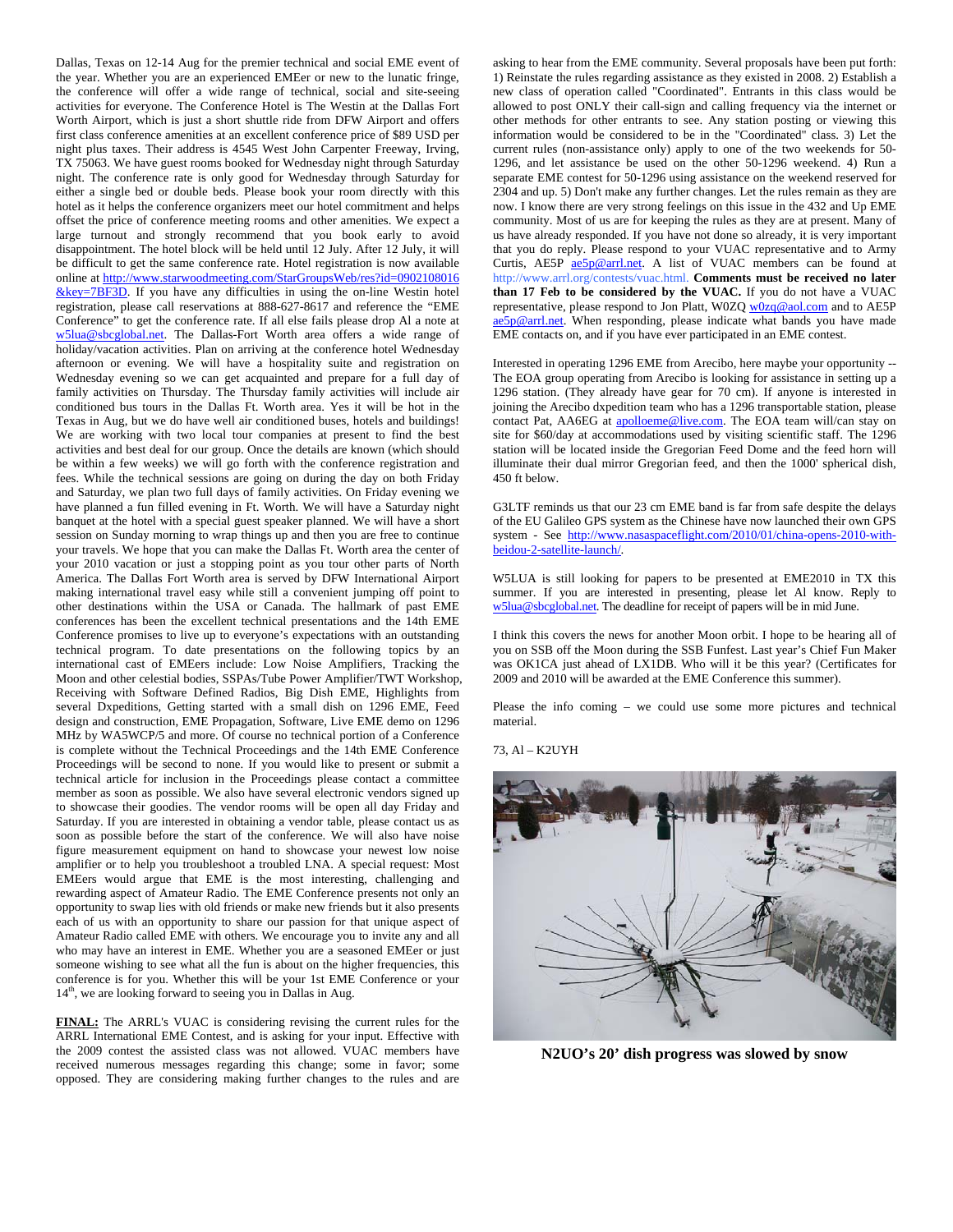Dallas, Texas on 12-14 Aug for the premier technical and social EME event of the year. Whether you are an experienced EMEer or new to the lunatic fringe, the conference will offer a wide range of technical, social and site-seeing activities for everyone. The Conference Hotel is The Westin at the Dallas Fort Worth Airport, which is just a short shuttle ride from DFW Airport and offers first class conference amenities at an excellent conference price of $89 USD per night plus taxes. Their address is 4545 West John Carpenter Freeway, Irving, TX 75063. We have guest rooms booked for Wednesday night through Saturday night. The conference rate is only good for Wednesday through Saturday for either a single bed or double beds. Please book your room directly with this hotel as it helps the conference organizers meet our hotel commitment and helps offset the price of conference meeting rooms and other amenities. We expect a large turnout and strongly recommend that you book early to avoid disappointment. The hotel block will be held until 12 July. After 12 July, it will be difficult to get the same conference rate. Hotel registration is now available online at http://www.starwoodmeeting.com/StarGroupsWeb/res?id=0902108016&key=7BF3D. If you have any difficulties in using the on-line Westin hotel registration, please call reservations at 888-627-8617 and reference the "EME Conference" to get the conference rate. If all else fails please drop Al a note at w5lua@sbcglobal.net. The Dallas-Fort Worth area offers a wide range of holiday/vacation activities. Plan on arriving at the conference hotel Wednesday afternoon or evening. We will have a hospitality suite and registration on Wednesday evening so we can get acquainted and prepare for a full day of family activities on Thursday. The Thursday family activities will include air conditioned bus tours in the Dallas Ft. Worth area. Yes it will be hot in the Texas in Aug, but we do have well air conditioned buses, hotels and buildings! We are working with two local tour companies at present to find the best activities and best deal for our group. Once the details are known (which should be within a few weeks) we will go forth with the conference registration and fees. While the technical sessions are going on during the day on both Friday and Saturday, we plan two full days of family activities. On Friday evening we have planned a fun filled evening in Ft. Worth. We will have a Saturday night banquet at the hotel with a special guest speaker planned. We will have a short session on Sunday morning to wrap things up and then you are free to continue your travels. We hope that you can make the Dallas Ft. Worth area the center of your 2010 vacation or just a stopping point as you tour other parts of North America. The Dallas Fort Worth area is served by DFW International Airport making international travel easy while still a convenient jumping off point to other destinations within the USA or Canada. The hallmark of past EME conferences has been the excellent technical presentations and the 14th EME Conference promises to live up to everyone's expectations with an outstanding technical program. To date presentations on the following topics by an international cast of EMEers include: Low Noise Amplifiers, Tracking the Moon and other celestial bodies, SSPAs/Tube Power Amplifier/TWT Workshop, Receiving with Software Defined Radios, Big Dish EME, Highlights from several Dxpeditions, Getting started with a small dish on 1296 EME, Feed design and construction, EME Propagation, Software, Live EME demo on 1296 MHz by WA5WCP/5 and more. Of course no technical portion of a Conference is complete without the Technical Proceedings and the 14th EME Conference Proceedings will be second to none. If you would like to present or submit a technical article for inclusion in the Proceedings please contact a committee member as soon as possible. We also have several electronic vendors signed up to showcase their goodies. The vendor rooms will be open all day Friday and Saturday. If you are interested in obtaining a vendor table, please contact us as soon as possible before the start of the conference. We will also have noise figure measurement equipment on hand to showcase your newest low noise amplifier or to help you troubleshoot a troubled LNA. A special request: Most EMEers would argue that EME is the most interesting, challenging and rewarding aspect of Amateur Radio. The EME Conference presents not only an opportunity to swap lies with old friends or make new friends but it also presents each of us with an opportunity to share our passion for that unique aspect of Amateur Radio called EME with others. We encourage you to invite any and all who may have an interest in EME. Whether you are a seasoned EMEer or just someone wishing to see what all the fun is about on the higher frequencies, this conference is for you. Whether this will be your 1st EME Conference or your 14th, we are looking forward to seeing you in Dallas in Aug.

**FINAL:** The ARRL's VUAC is considering revising the current rules for the ARRL International EME Contest, and is asking for your input. Effective with the 2009 contest the assisted class was not allowed. VUAC members have received numerous messages regarding this change; some in favor; some opposed. They are considering making further changes to the rules and are asking to hear from the EME community. Several proposals have been put forth: 1) Reinstate the rules regarding assistance as they existed in 2008. 2) Establish a new class of operation called "Coordinated". Entrants in this class would be allowed to post ONLY their call-sign and calling frequency via the internet or other methods for other entrants to see. Any station posting or viewing this information would be considered to be in the "Coordinated" class. 3) Let the current rules (non-assistance only) apply to one of the two weekends for 50-1296, and let assistance be used on the other 50-1296 weekend. 4) Run a separate EME contest for 50-1296 using assistance on the weekend reserved for 2304 and up. 5) Don't make any further changes. Let the rules remain as they are now. I know there are very strong feelings on this issue in the 432 and Up EME community. Most of us are for keeping the rules as they are at present. Many of us have already responded. If you have not done so already, it is very important that you do reply. Please respond to your VUAC representative and to Army Curtis, AE5P ae5p@arrl.net. A list of VUAC members can be found at http://www.arrl.org/contests/vuac.html. **Comments must be received no later than 17 Feb to be considered by the VUAC.** If you do not have a VUAC representative, please respond to Jon Platt, W0ZQ w0zq@aol.com and to AE5P ae5p@arrl.net. When responding, please indicate what bands you have made EME contacts on, and if you have ever participated in an EME contest.

Interested in operating 1296 EME from Arecibo, here maybe your opportunity -- The EOA group operating from Arecibo is looking for assistance in setting up a 1296 station. (They already have gear for 70 cm). If anyone is interested in joining the Arecibo dxpedition team who has a 1296 transportable station, please contact Pat, AA6EG at apolloeme@live.com. The EOA team will/can stay on site for $60/day at accommodations used by visiting scientific staff. The 1296 station will be located inside the Gregorian Feed Dome and the feed horn will illuminate their dual mirror Gregorian feed, and then the 1000' spherical dish, 450 ft below.

G3LTF reminds us that our 23 cm EME band is far from safe despite the delays of the EU Galileo GPS system as the Chinese have now launched their own GPS system - See http://www.nasaspaceflight.com/2010/01/china-opens-2010-with-beidou-2-satellite-launch/.

W5LUA is still looking for papers to be presented at EME2010 in TX this summer. If you are interested in presenting, please let Al know. Reply to w5lua@sbcglobal.net. The deadline for receipt of papers will be in mid June.

I think this covers the news for another Moon orbit. I hope to be hearing all of you on SSB off the Moon during the SSB Funfest. Last year's Chief Fun Maker was OK1CA just ahead of LX1DB. Who will it be this year? (Certificates for 2009 and 2010 will be awarded at the EME Conference this summer).

Please the info coming – we could use some more pictures and technical material.

73, Al – K2UYH

**N2UO's 20' dish progress was slowed by snow**